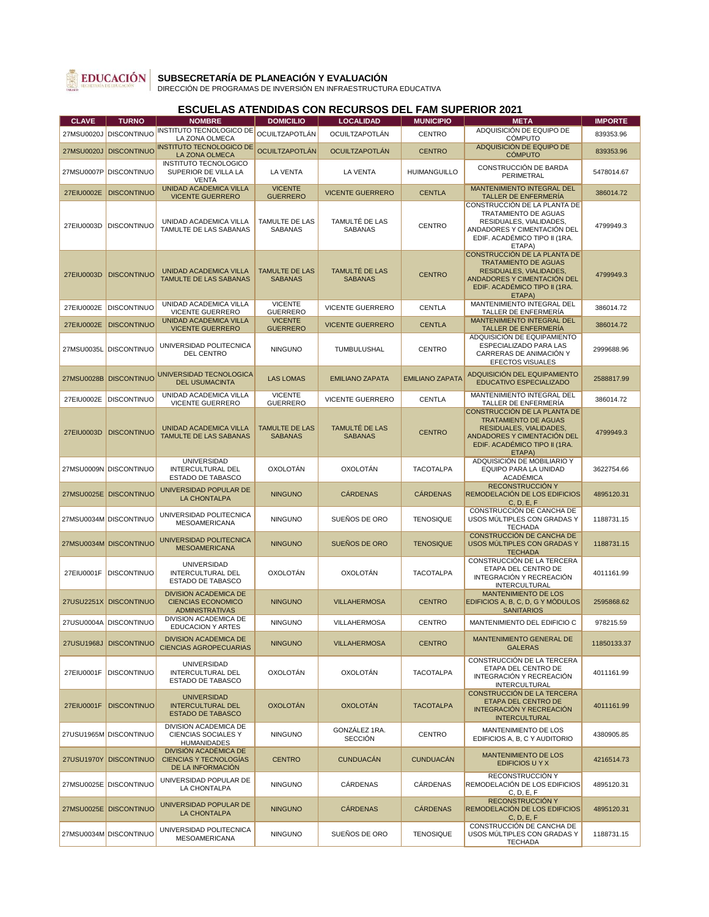**SUBSECRETARÍA DE PLANEACIÓN Y EVALUACIÓN**

DIRECCIÓN DE PROGRAMAS DE INVERSIÓN EN INFRAESTRUCTURA EDUCATIVA

## ESCUELAS ATENDIDAS CON RECURSOS DEL FAM SUPERIOR 2021

| CLAVE | TURNO | NOMBRE | DOMICILIO | LOCALIDAD | MUNICIPIO | META | IMPORTE |
|---|---|---|---|---|---|---|---|
| 27MSU0020J | DISCONTINUO | INSTITUTO TECNOLOGICO DE LA ZONA OLMECA | OCUILTZAPOTLÁN | OCUILTZAPOTLÁN | CENTRO | ADQUISICIÓN DE EQUIPO DE CÓMPUTO | 839353.96 |
| 27MSU0020J | DISCONTINUO | INSTITUTO TECNOLOGICO DE LA ZONA OLMECA | OCUILTZAPOTLÁN | OCUILTZAPOTLÁN | CENTRO | ADQUISICIÓN DE EQUIPO DE CÓMPUTO | 839353.96 |
| 27MSU0007P | DISCONTINUO | INSTITUTO TECNOLOGICO SUPERIOR DE VILLA LA VENTA | LA VENTA | LA VENTA | HUIMANGUILLO | CONSTRUCCIÓN DE BARDA PERIMETRAL | 5478014.67 |
| 27EIU0002E | DISCONTINUO | UNIDAD ACADEMICA VILLA VICENTE GUERRERO | VICENTE GUERRERO | VICENTE GUERRERO | CENTLA | MANTENIMIENTO INTEGRAL DEL TALLER DE ENFERMERÍA | 386014.72 |
| 27EIU0003D | DISCONTINUO | UNIDAD ACADEMICA VILLA TAMULTE DE LAS SABANAS | TAMULTE DE LAS SABANAS | TAMULTÉ DE LAS SABANAS | CENTRO | CONSTRUCCIÓN DE LA PLANTA DE TRATAMIENTO DE AGUAS RESIDUALES, VIALIDADES, ANDADORES Y CIMENTACIÓN DEL EDIF. ACADÉMICO TIPO II (1RA. ETAPA) | 4799949.3 |
| 27EIU0003D | DISCONTINUO | UNIDAD ACADEMICA VILLA TAMULTE DE LAS SABANAS | TAMULTE DE LAS SABANAS | TAMULTÉ DE LAS SABANAS | CENTRO | CONSTRUCCIÓN DE LA PLANTA DE TRATAMIENTO DE AGUAS RESIDUALES, VIALIDADES, ANDADORES Y CIMENTACIÓN DEL EDIF. ACADÉMICO TIPO II (1RA. ETAPA) | 4799949.3 |
| 27EIU0002E | DISCONTINUO | UNIDAD ACADEMICA VILLA VICENTE GUERRERO | VICENTE GUERRERO | VICENTE GUERRERO | CENTLA | MANTENIMIENTO INTEGRAL DEL TALLER DE ENFERMERÍA | 386014.72 |
| 27EIU0002E | DISCONTINUO | UNIDAD ACADEMICA VILLA VICENTE GUERRERO | VICENTE GUERRERO | VICENTE GUERRERO | CENTLA | MANTENIMIENTO INTEGRAL DEL TALLER DE ENFERMERÍA | 386014.72 |
| 27MSU0035L | DISCONTINUO | UNIVERSIDAD POLITECNICA DEL CENTRO | NINGUNO | TUMBULUSHAL | CENTRO | ADQUISICIÓN DE EQUIPAMIENTO ESPECIALIZADO PARA LAS CARRERAS DE ANIMACIÓN Y EFECTOS VISUALES | 2999688.96 |
| 27MSU0028B | DISCONTINUO | UNIVERSIDAD TECNOLOGICA DEL USUMACINTA | LAS LOMAS | EMILIANO ZAPATA | EMILIANO ZAPATA | ADQUISICIÓN DEL EQUIPAMIENTO EDUCATIVO ESPECIALIZADO | 2588817.99 |
| 27EIU0002E | DISCONTINUO | UNIDAD ACADEMICA VILLA VICENTE GUERRERO | VICENTE GUERRERO | VICENTE GUERRERO | CENTLA | MANTENIMIENTO INTEGRAL DEL TALLER DE ENFERMERÍA | 386014.72 |
| 27EIU0003D | DISCONTINUO | UNIDAD ACADEMICA VILLA TAMULTE DE LAS SABANAS | TAMULTE DE LAS SABANAS | TAMULTÉ DE LAS SABANAS | CENTRO | CONSTRUCCIÓN DE LA PLANTA DE TRATAMIENTO DE AGUAS RESIDUALES, VIALIDADES, ANDADORES Y CIMENTACIÓN DEL EDIF. ACADÉMICO TIPO II (1RA. ETAPA) | 4799949.3 |
| 27MSU0009N | DISCONTINUO | UNIVERSIDAD INTERCULTURAL DEL ESTADO DE TABASCO | OXOLOTÁN | OXOLOTÁN | TACOTALPA | ADQUISICIÓN DE MOBILIARIO Y EQUIPO PARA LA UNIDAD ACADÉMICA | 3622754.66 |
| 27MSU0025E | DISCONTINUO | UNIVERSIDAD POPULAR DE LA CHONTALPA | NINGUNO | CÁRDENAS | CÁRDENAS | RECONSTRUCCIÓN Y REMODELACIÓN DE LOS EDIFICIOS C, D, E, F | 4895120.31 |
| 27MSU0034M | DISCONTINUO | UNIVERSIDAD POLITECNICA MESOAMERICANA | NINGUNO | SUEÑOS DE ORO | TENOSIQUE | CONSTRUCCIÓN DE CANCHA DE USOS MÚLTIPLES CON GRADAS Y TECHADA | 1188731.15 |
| 27MSU0034M | DISCONTINUO | UNIVERSIDAD POLITECNICA MESOAMERICANA | NINGUNO | SUEÑOS DE ORO | TENOSIQUE | CONSTRUCCIÓN DE CANCHA DE USOS MÚLTIPLES CON GRADAS Y TECHADA | 1188731.15 |
| 27EIU0001F | DISCONTINUO | UNIVERSIDAD INTERCULTURAL DEL ESTADO DE TABASCO | OXOLOTÁN | OXOLOTÁN | TACOTALPA | CONSTRUCCIÓN DE LA TERCERA ETAPA DEL CENTRO DE INTEGRACIÓN Y RECREACIÓN INTERCULTURAL | 4011161.99 |
| 27USU2251X | DISCONTINUO | DIVISION ACADEMICA DE CIENCIAS ECONOMICO ADMINISTRATIVAS | NINGUNO | VILLAHERMOSA | CENTRO | MANTENIMIENTO DE LOS EDIFICIOS A, B, C, D, G Y MÓDULOS SANITARIOS | 2595868.62 |
| 27USU0004A | DISCONTINUO | DIVISION ACADEMICA DE EDUCACION Y ARTES | NINGUNO | VILLAHERMOSA | CENTRO | MANTENIMIENTO DEL EDIFICIO C | 978215.59 |
| 27USU1968J | DISCONTINUO | DIVISION ACADEMICA DE CIENCIAS AGROPECUARIAS | NINGUNO | VILLAHERMOSA | CENTRO | MANTENIMIENTO GENERAL DE GALERAS | 11850133.37 |
| 27EIU0001F | DISCONTINUO | UNIVERSIDAD INTERCULTURAL DEL ESTADO DE TABASCO | OXOLOTÁN | OXOLOTÁN | TACOTALPA | CONSTRUCCIÓN DE LA TERCERA ETAPA DEL CENTRO DE INTEGRACIÓN Y RECREACIÓN INTERCULTURAL | 4011161.99 |
| 27EIU0001F | DISCONTINUO | UNIVERSIDAD INTERCULTURAL DEL ESTADO DE TABASCO | OXOLOTÁN | OXOLOTÁN | TACOTALPA | CONSTRUCCIÓN DE LA TERCERA ETAPA DEL CENTRO DE INTEGRACIÓN Y RECREACIÓN INTERCULTURAL | 4011161.99 |
| 27USU1965M | DISCONTINUO | DIVISION ACADEMICA DE CIENCIAS SOCIALES Y HUMANIDADES | NINGUNO | GONZÁLEZ 1RA. SECCIÓN | CENTRO | MANTENIMIENTO DE LOS EDIFICIOS A, B, C Y AUDITORIO | 4380905.85 |
| 27USU1970Y | DISCONTINUO | DIVISIÓN ACADÉMICA DE CIENCIAS Y TECNOLOGÍAS DE LA INFORMACIÓN | CENTRO | CUNDUACÁN | CUNDUACÁN | MANTENIMIENTO DE LOS EDIFICIOS U Y X | 4216514.73 |
| 27MSU0025E | DISCONTINUO | UNIVERSIDAD POPULAR DE LA CHONTALPA | NINGUNO | CÁRDENAS | CÁRDENAS | RECONSTRUCCIÓN Y REMODELACIÓN DE LOS EDIFICIOS C, D, E, F | 4895120.31 |
| 27MSU0025E | DISCONTINUO | UNIVERSIDAD POPULAR DE LA CHONTALPA | NINGUNO | CÁRDENAS | CÁRDENAS | RECONSTRUCCIÓN Y REMODELACIÓN DE LOS EDIFICIOS C, D, E, F | 4895120.31 |
| 27MSU0034M | DISCONTINUO | UNIVERSIDAD POLITECNICA MESOAMERICANA | NINGUNO | SUEÑOS DE ORO | TENOSIQUE | CONSTRUCCIÓN DE CANCHA DE USOS MÚLTIPLES CON GRADAS Y TECHADA | 1188731.15 |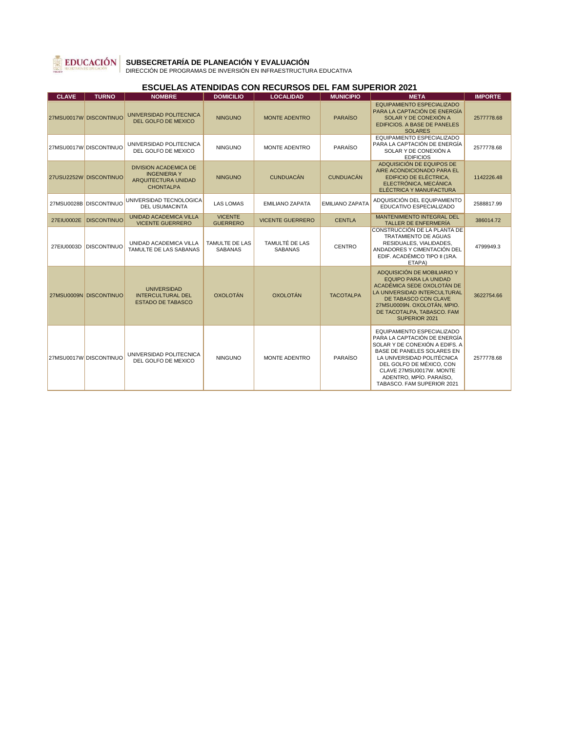**EDUCACIÓN**
SECRETARÍA DE EDUCACIÓN

**SUBSECRETARÍA DE PLANEACIÓN Y EVALUACIÓN**
DIRECCIÓN DE PROGRAMAS DE INVERSIÓN EN INFRAESTRUCTURA EDUCATIVA

## ESCUELAS ATENDIDAS CON RECURSOS DEL FAM SUPERIOR 2021

| CLAVE | TURNO | NOMBRE | DOMICILIO | LOCALIDAD | MUNICIPIO | META | IMPORTE |
|---|---|---|---|---|---|---|---|
| 27MSU0017W | DISCONTINUO | UNIVERSIDAD POLITECNICA DEL GOLFO DE MEXICO | NINGUNO | MONTE ADENTRO | PARAÍSO | EQUIPAMIENTO ESPECIALIZADO PARA LA CAPTACIÓN DE ENERGÍA SOLAR Y DE CONEXIÓN A EDIFICIOS. A BASE DE PANELES SOLARES | 2577778.68 |
| 27MSU0017W | DISCONTINUO | UNIVERSIDAD POLITECNICA DEL GOLFO DE MEXICO | NINGUNO | MONTE ADENTRO | PARAÍSO | EQUIPAMIENTO ESPECIALIZADO PARA LA CAPTACIÓN DE ENERGÍA SOLAR Y DE CONEXIÓN A EDIFICIOS | 2577778.68 |
| 27USU2252W | DISCONTINUO | DIVISION ACADEMICA DE INGENIERIA Y ARQUITECTURA UNIDAD CHONTALPA | NINGUNO | CUNDUACÁN | CUNDUACÁN | ADQUISICIÓN DE EQUIPOS DE AIRE ACONDICIONADO PARA EL EDIFICIO DE ELÉCTRICA, ELECTRÓNICA, MECÁNICA ELÉCTRICA Y MANUFACTURA | 1142226.48 |
| 27MSU0028B | DISCONTINUO | UNIVERSIDAD TECNOLOGICA DEL USUMACINTA | LAS LOMAS | EMILIANO ZAPATA | EMILIANO ZAPATA | ADQUISICIÓN DEL EQUIPAMIENTO EDUCATIVO ESPECIALIZADO | 2588817.99 |
| 27EIU0002E | DISCONTINUO | UNIDAD ACADEMICA VILLA VICENTE GUERRERO | VICENTE GUERRERO | VICENTE GUERRERO | CENTLA | MANTENIMIENTO INTEGRAL DEL TALLER DE ENFERMERÍA | 386014.72 |
| 27EIU0003D | DISCONTINUO | UNIDAD ACADEMICA VILLA TAMULTE DE LAS SABANAS | TAMULTE DE LAS SABANAS | TAMULTÉ DE LAS SABANAS | CENTRO | CONSTRUCCIÓN DE LA PLANTA DE TRATAMIENTO DE AGUAS RESIDUALES, VIALIDADES, ANDADORES Y CIMENTACIÓN DEL EDIF. ACADÉMICO TIPO II (1RA. ETAPA) | 4799949.3 |
| 27MSU0009N | DISCONTINUO | UNIVERSIDAD INTERCULTURAL DEL ESTADO DE TABASCO | OXOLOTÁN | OXOLOTÁN | TACOTALPA | ADQUISICIÓN DE MOBILIARIO Y EQUIPO PARA LA UNIDAD ACADÉMICA SEDE OXOLOTÁN DE LA UNIVERSIDAD INTERCULTURAL DE TABASCO CON CLAVE 27MSU0009N. OXOLOTÁN, MPIO. DE TACOTALPA, TABASCO. FAM SUPERIOR 2021 | 3622754.66 |
| 27MSU0017W | DISCONTINUO | UNIVERSIDAD POLITECNICA DEL GOLFO DE MEXICO | NINGUNO | MONTE ADENTRO | PARAÍSO | EQUIPAMIENTO ESPECIALIZADO PARA LA CAPTACIÓN DE ENERGÍA SOLAR Y DE CONEXIÓN A EDIFS. A BASE DE PANELES SOLARES EN LA UNIVERSIDAD POLITÉCNICA DEL GOLFO DE MÉXICO, CON CLAVE 27MSU0017W. MONTE ADENTRO, MPÍO. PARAÍSO, TABASCO. FAM SUPERIOR 2021 | 2577778.68 |